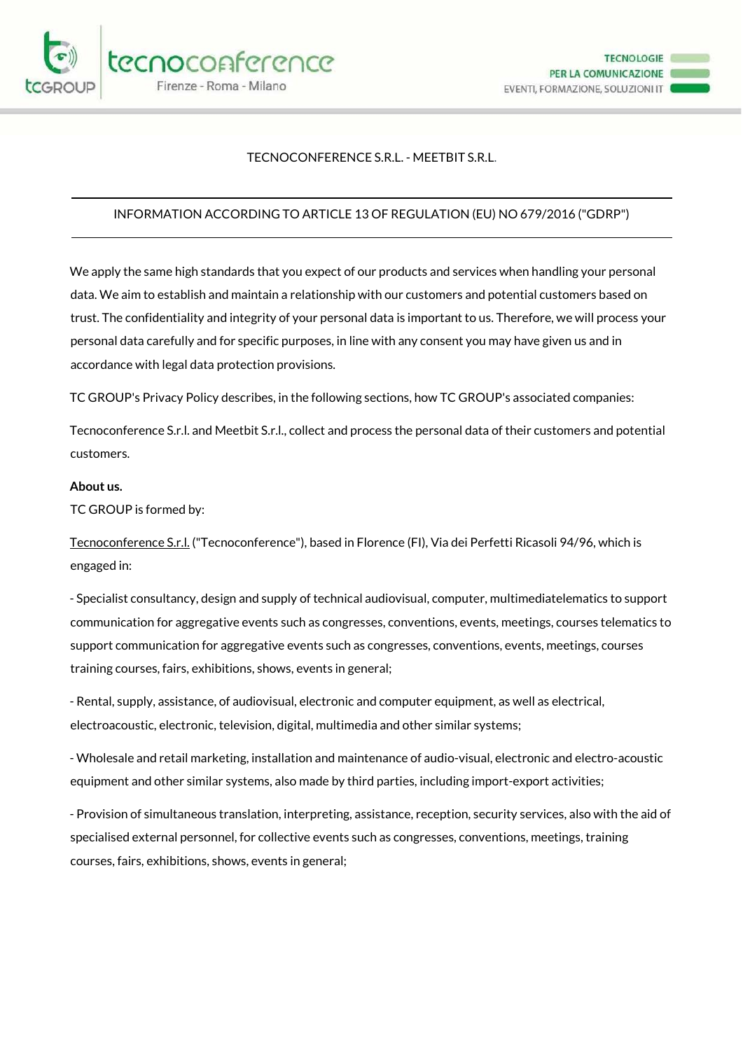TECNOCONFERENCE S.R.L. - MEETBIT S.R.L.

---

INFORMATION ACCORDING TO ARTICLE 13 OF REGULATION (EU) NO 679/2016 ("GDRP")

---

We apply the same high standards that you expect of our products and services when handling your personal data. We aim to establish and maintain a relationship with our customers and potential customers based on trust. The confidentiality and integrity of your personal data is important to us. Therefore, we will process your personal data carefully and for specific purposes, in line with any consent you may have given us and in accordance with legal data protection provisions.

TC GROUP's Privacy Policy describes, in the following sections, how TC GROUP's associated companies:

Tecnoconference S.r.l. and Meetbit S.r.l., collect and process the personal data of their customers and potential customers.

**About us.**

TC GROUP is formed by:

Tecnoconference S.r.l. ("Tecnoconference"), based in Florence (FI), Via dei Perfetti Ricasoli 94/96, which is engaged in:

- Specialist consultancy, design and supply of technical audiovisual, computer, multimediatelematics to support communication for aggregative events such as congresses, conventions, events, meetings, courses telematics to support communication for aggregative events such as congresses, conventions, events, meetings, courses training courses, fairs, exhibitions, shows, events in general;

- Rental, supply, assistance, of audiovisual, electronic and computer equipment, as well as electrical, electroacoustic, electronic, television, digital, multimedia and other similar systems;

- Wholesale and retail marketing, installation and maintenance of audio-visual, electronic and electro-acoustic equipment and other similar systems, also made by third parties, including import-export activities;

- Provision of simultaneous translation, interpreting, assistance, reception, security services, also with the aid of specialised external personnel, for collective events such as congresses, conventions, meetings, training courses, fairs, exhibitions, shows, events in general;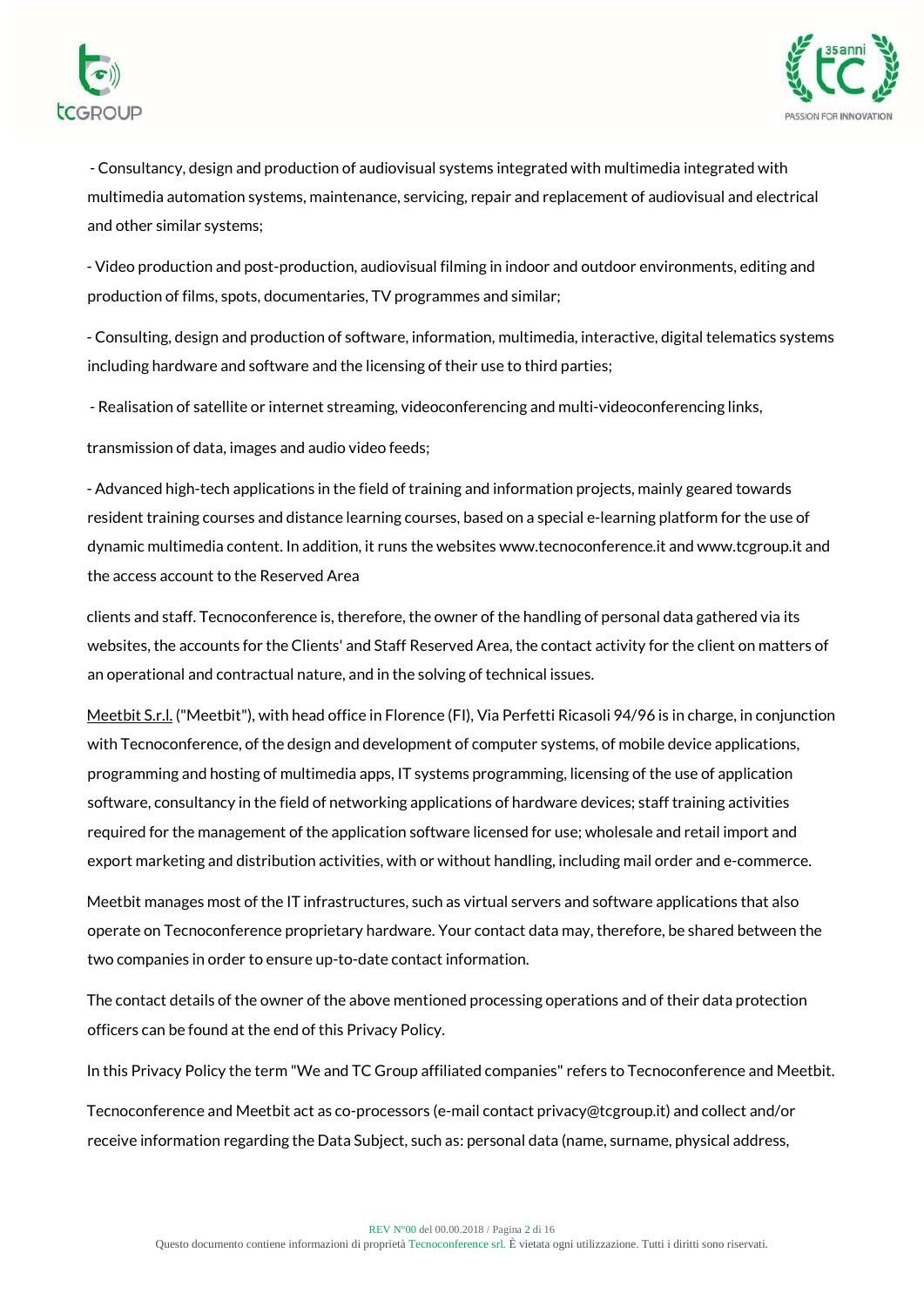- Consultancy, design and production of audiovisual systems integrated with multimedia integrated with multimedia automation systems, maintenance, servicing, repair and replacement of audiovisual and electrical and other similar systems;

- Video production and post-production, audiovisual filming in indoor and outdoor environments, editing and production of films, spots, documentaries, TV programmes and similar;

- Consulting, design and production of software, information, multimedia, interactive, digital telematics systems including hardware and software and the licensing of their use to third parties;

- Realisation of satellite or internet streaming, videoconferencing and multi-videoconferencing links,

transmission of data, images and audio video feeds;

- Advanced high-tech applications in the field of training and information projects, mainly geared towards resident training courses and distance learning courses, based on a special e-learning platform for the use of dynamic multimedia content. In addition, it runs the websites www.tecnoconference.it and www.tcgroup.it and the access account to the Reserved Area

clients and staff. Tecnoconference is, therefore, the owner of the handling of personal data gathered via its websites, the accounts for the Clients' and Staff Reserved Area, the contact activity for the client on matters of an operational and contractual nature, and in the solving of technical issues.

Meetbit S.r.l. ("Meetbit"), with head office in Florence (FI), Via Perfetti Ricasoli 94/96 is in charge, in conjunction with Tecnoconference, of the design and development of computer systems, of mobile device applications, programming and hosting of multimedia apps, IT systems programming, licensing of the use of application software, consultancy in the field of networking applications of hardware devices; staff training activities required for the management of the application software licensed for use; wholesale and retail import and export marketing and distribution activities, with or without handling, including mail order and e-commerce.

Meetbit manages most of the IT infrastructures, such as virtual servers and software applications that also operate on Tecnoconference proprietary hardware. Your contact data may, therefore, be shared between the two companies in order to ensure up-to-date contact information.

The contact details of the owner of the above mentioned processing operations and of their data protection officers can be found at the end of this Privacy Policy.

In this Privacy Policy the term "We and TC Group affiliated companies" refers to Tecnoconference and Meetbit.

Tecnoconference and Meetbit act as co-processors (e-mail contact privacy@tcgroup.it) and collect and/or receive information regarding the Data Subject, such as: personal data (name, surname, physical address,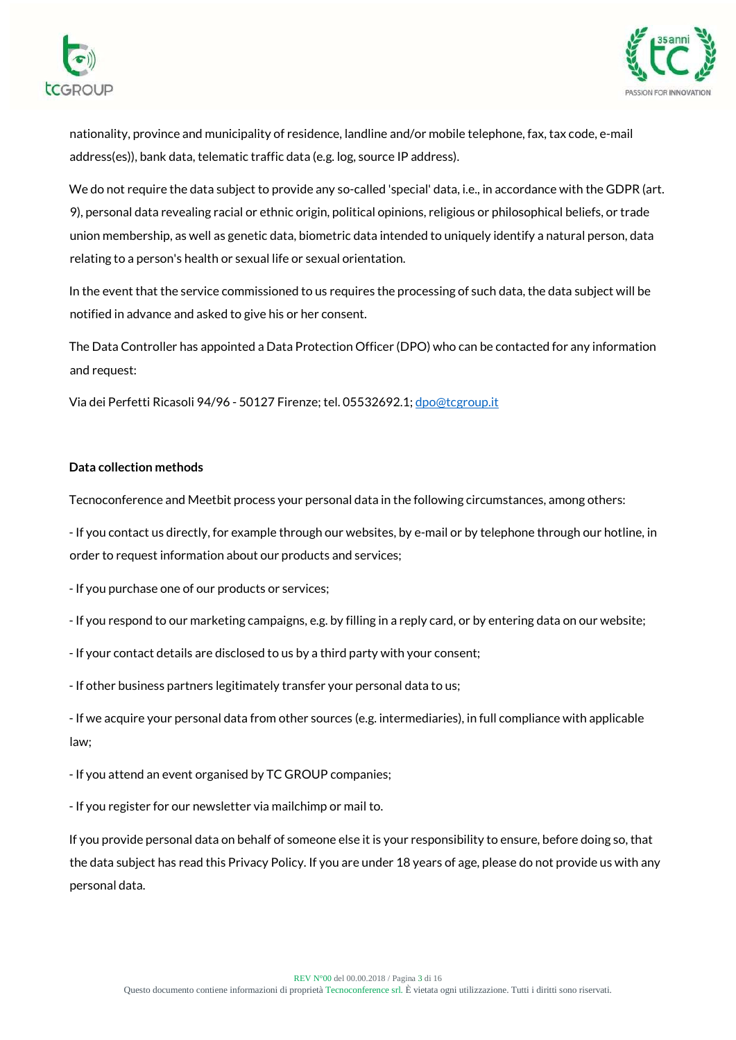nationality, province and municipality of residence, landline and/or mobile telephone, fax, tax code, e-mail address(es)), bank data, telematic traffic data (e.g. log, source IP address).

We do not require the data subject to provide any so-called 'special' data, i.e., in accordance with the GDPR (art. 9), personal data revealing racial or ethnic origin, political opinions, religious or philosophical beliefs, or trade union membership, as well as genetic data, biometric data intended to uniquely identify a natural person, data relating to a person's health or sexual life or sexual orientation.

In the event that the service commissioned to us requires the processing of such data, the data subject will be notified in advance and asked to give his or her consent.

The Data Controller has appointed a Data Protection Officer (DPO) who can be contacted for any information and request:

Via dei Perfetti Ricasoli 94/96 - 50127 Firenze; tel. 05532692.1; dpo@tcgroup.it

**Data collection methods**

Tecnoconference and Meetbit process your personal data in the following circumstances, among others:

- If you contact us directly, for example through our websites, by e-mail or by telephone through our hotline, in order to request information about our products and services;

- If you purchase one of our products or services;

- If you respond to our marketing campaigns, e.g. by filling in a reply card, or by entering data on our website;

- If your contact details are disclosed to us by a third party with your consent;

- If other business partners legitimately transfer your personal data to us;

- If we acquire your personal data from other sources (e.g. intermediaries), in full compliance with applicable law;

- If you attend an event organised by TC GROUP companies;

- If you register for our newsletter via mailchimp or mail to.

If you provide personal data on behalf of someone else it is your responsibility to ensure, before doing so, that the data subject has read this Privacy Policy. If you are under 18 years of age, please do not provide us with any personal data.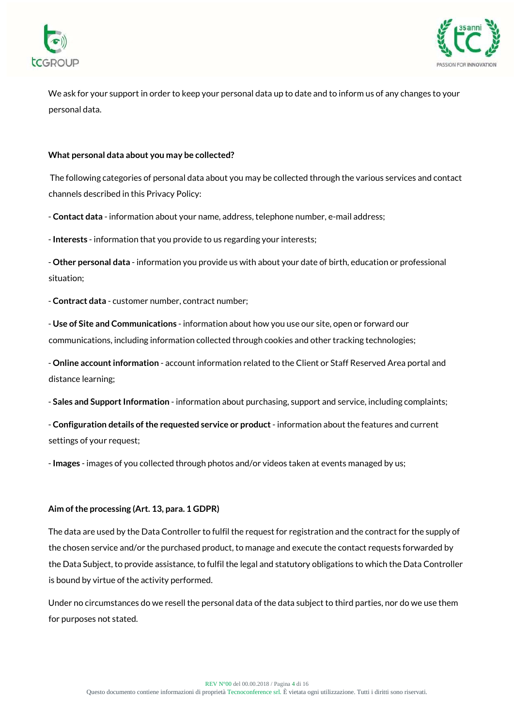We ask for your support in order to keep your personal data up to date and to inform us of any changes to your personal data.

**What personal data about you may be collected?**

The following categories of personal data about you may be collected through the various services and contact channels described in this Privacy Policy:

- **Contact data** - information about your name, address, telephone number, e-mail address;

- **Interests** - information that you provide to us regarding your interests;

- **Other personal data** - information you provide us with about your date of birth, education or professional situation;

- **Contract data** - customer number, contract number;

- **Use of Site and Communications** - information about how you use our site, open or forward our communications, including information collected through cookies and other tracking technologies;

- **Online account information** - account information related to the Client or Staff Reserved Area portal and distance learning;

- **Sales and Support Information** - information about purchasing, support and service, including complaints;

- **Configuration details of the requested service or product** - information about the features and current settings of your request;

- **Images** - images of you collected through photos and/or videos taken at events managed by us;

**Aim of the processing (Art. 13, para. 1 GDPR)**

The data are used by the Data Controller to fulfil the request for registration and the contract for the supply of the chosen service and/or the purchased product, to manage and execute the contact requests forwarded by the Data Subject, to provide assistance, to fulfil the legal and statutory obligations to which the Data Controller is bound by virtue of the activity performed.

Under no circumstances do we resell the personal data of the data subject to third parties, nor do we use them for purposes not stated.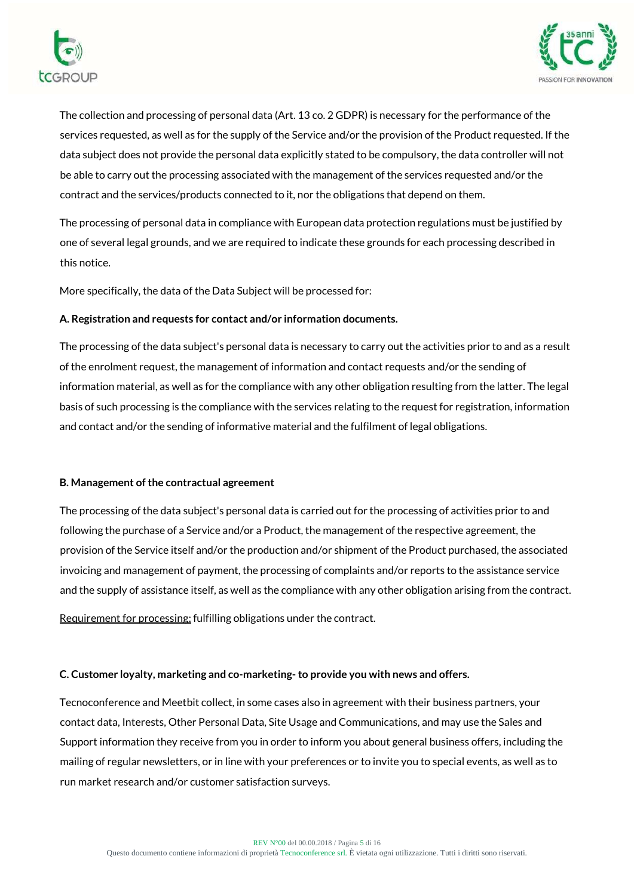The collection and processing of personal data (Art. 13 co. 2 GDPR) is necessary for the performance of the services requested, as well as for the supply of the Service and/or the provision of the Product requested. If the data subject does not provide the personal data explicitly stated to be compulsory, the data controller will not be able to carry out the processing associated with the management of the services requested and/or the contract and the services/products connected to it, nor the obligations that depend on them.

The processing of personal data in compliance with European data protection regulations must be justified by one of several legal grounds, and we are required to indicate these grounds for each processing described in this notice.

More specifically, the data of the Data Subject will be processed for:

**A. Registration and requests for contact and/or information documents.**

The processing of the data subject's personal data is necessary to carry out the activities prior to and as a result of the enrolment request, the management of information and contact requests and/or the sending of information material, as well as for the compliance with any other obligation resulting from the latter. The legal basis of such processing is the compliance with the services relating to the request for registration, information and contact and/or the sending of informative material and the fulfilment of legal obligations.

**B. Management of the contractual agreement**

The processing of the data subject's personal data is carried out for the processing of activities prior to and following the purchase of a Service and/or a Product, the management of the respective agreement, the provision of the Service itself and/or the production and/or shipment of the Product purchased, the associated invoicing and management of payment, the processing of complaints and/or reports to the assistance service and the supply of assistance itself, as well as the compliance with any other obligation arising from the contract.

Requirement for processing: fulfilling obligations under the contract.

**C. Customer loyalty, marketing and co-marketing- to provide you with news and offers.**

Tecnoconference and Meetbit collect, in some cases also in agreement with their business partners, your contact data, Interests, Other Personal Data, Site Usage and Communications, and may use the Sales and Support information they receive from you in order to inform you about general business offers, including the mailing of regular newsletters, or in line with your preferences or to invite you to special events, as well as to run market research and/or customer satisfaction surveys.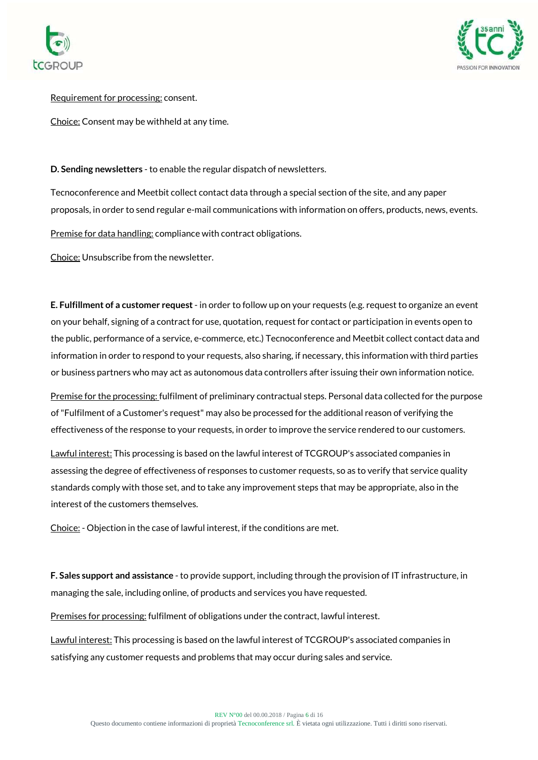Requirement for processing: consent.

Choice: Consent may be withheld at any time.

**D. Sending newsletters** - to enable the regular dispatch of newsletters.

Tecnoconference and Meetbit collect contact data through a special section of the site, and any paper proposals, in order to send regular e-mail communications with information on offers, products, news, events.

Premise for data handling: compliance with contract obligations.

Choice: Unsubscribe from the newsletter.

**E. Fulfillment of a customer request** - in order to follow up on your requests (e.g. request to organize an event on your behalf, signing of a contract for use, quotation, request for contact or participation in events open to the public, performance of a service, e-commerce, etc.) Tecnoconference and Meetbit collect contact data and information in order to respond to your requests, also sharing, if necessary, this information with third parties or business partners who may act as autonomous data controllers after issuing their own information notice.

Premise for the processing: fulfilment of preliminary contractual steps. Personal data collected for the purpose of "Fulfilment of a Customer's request" may also be processed for the additional reason of verifying the effectiveness of the response to your requests, in order to improve the service rendered to our customers.

Lawful interest: This processing is based on the lawful interest of TCGROUP's associated companies in assessing the degree of effectiveness of responses to customer requests, so as to verify that service quality standards comply with those set, and to take any improvement steps that may be appropriate, also in the interest of the customers themselves.

Choice: - Objection in the case of lawful interest, if the conditions are met.

**F. Sales support and assistance** - to provide support, including through the provision of IT infrastructure, in managing the sale, including online, of products and services you have requested.

Premises for processing: fulfilment of obligations under the contract, lawful interest.

Lawful interest: This processing is based on the lawful interest of TCGROUP's associated companies in satisfying any customer requests and problems that may occur during sales and service.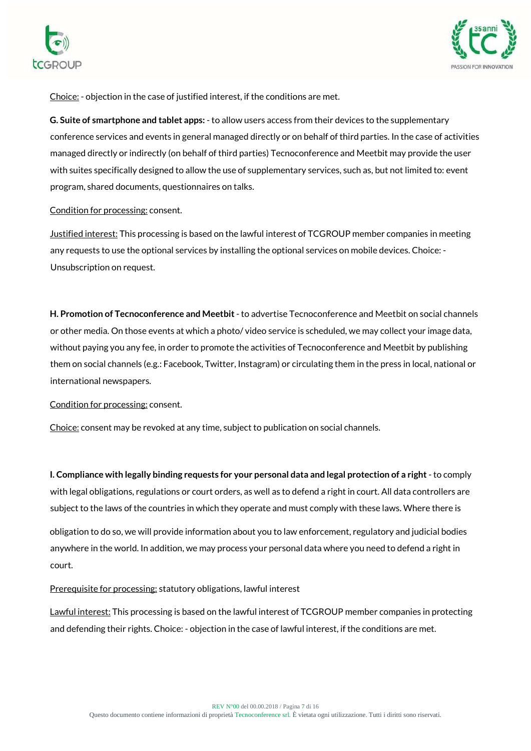Choice: - objection in the case of justified interest, if the conditions are met.

**G. Suite of smartphone and tablet apps:** - to allow users access from their devices to the supplementary conference services and events in general managed directly or on behalf of third parties. In the case of activities managed directly or indirectly (on behalf of third parties) Tecnoconference and Meetbit may provide the user with suites specifically designed to allow the use of supplementary services, such as, but not limited to: event program, shared documents, questionnaires on talks.

Condition for processing: consent.

Justified interest: This processing is based on the lawful interest of TCGROUP member companies in meeting any requests to use the optional services by installing the optional services on mobile devices. Choice: - Unsubscription on request.

**H. Promotion of Tecnoconference and Meetbit** - to advertise Tecnoconference and Meetbit on social channels or other media. On those events at which a photo/ video service is scheduled, we may collect your image data, without paying you any fee, in order to promote the activities of Tecnoconference and Meetbit by publishing them on social channels (e.g.: Facebook, Twitter, Instagram) or circulating them in the press in local, national or international newspapers.

Condition for processing: consent.

Choice: consent may be revoked at any time, subject to publication on social channels.

**I. Compliance with legally binding requests for your personal data and legal protection of a right** - to comply with legal obligations, regulations or court orders, as well as to defend a right in court. All data controllers are subject to the laws of the countries in which they operate and must comply with these laws. Where there is obligation to do so, we will provide information about you to law enforcement, regulatory and judicial bodies anywhere in the world. In addition, we may process your personal data where you need to defend a right in court.

Prerequisite for processing: statutory obligations, lawful interest

Lawful interest: This processing is based on the lawful interest of TCGROUP member companies in protecting and defending their rights. Choice: - objection in the case of lawful interest, if the conditions are met.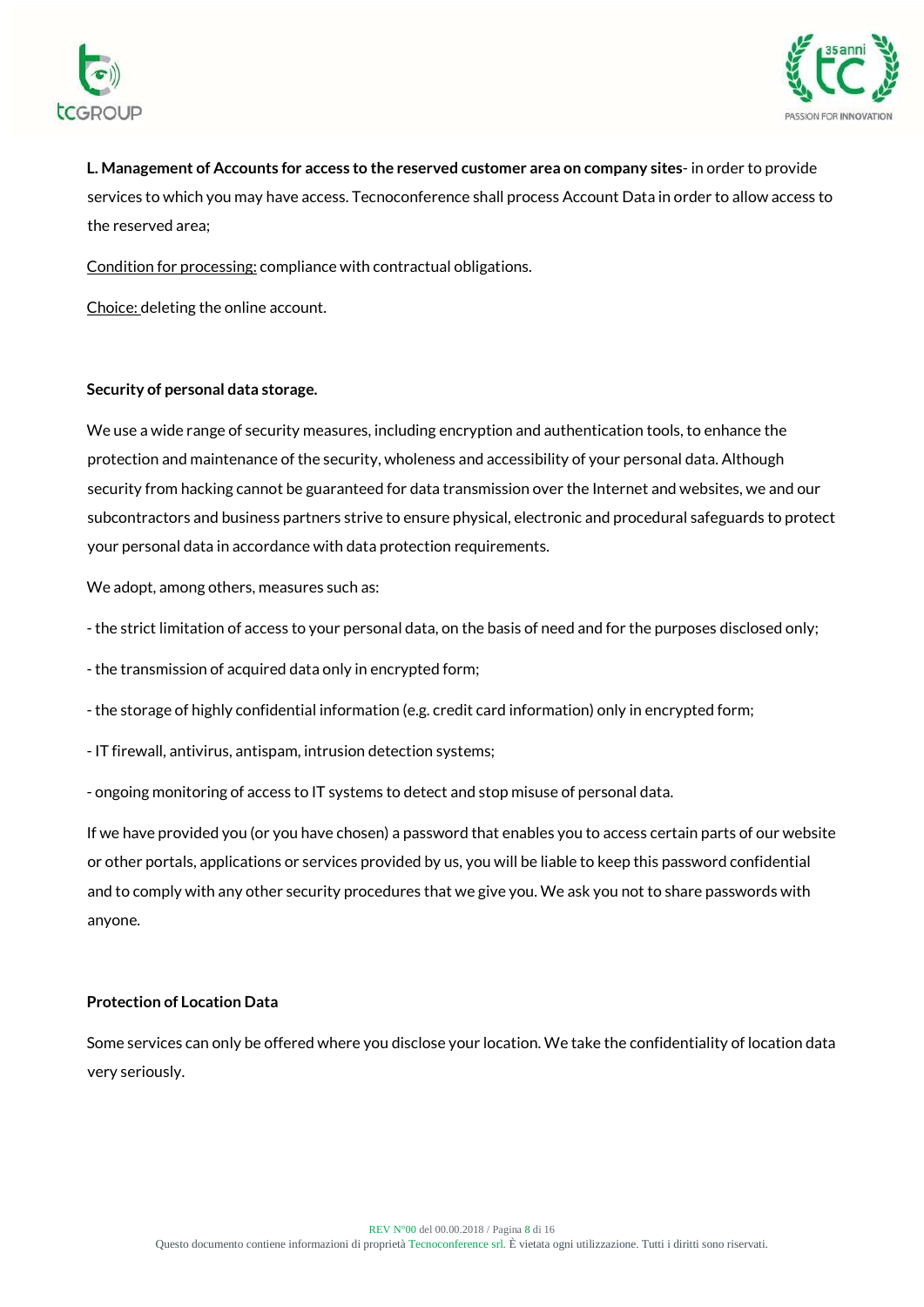**L. Management of Accounts for access to the reserved customer area on company sites**- in order to provide services to which you may have access. Tecnoconference shall process Account Data in order to allow access to the reserved area;

Condition for processing: compliance with contractual obligations.

Choice: deleting the online account.

**Security of personal data storage.**

We use a wide range of security measures, including encryption and authentication tools, to enhance the protection and maintenance of the security, wholeness and accessibility of your personal data. Although security from hacking cannot be guaranteed for data transmission over the Internet and websites, we and our subcontractors and business partners strive to ensure physical, electronic and procedural safeguards to protect your personal data in accordance with data protection requirements.

We adopt, among others, measures such as:

- the strict limitation of access to your personal data, on the basis of need and for the purposes disclosed only;
- the transmission of acquired data only in encrypted form;
- the storage of highly confidential information (e.g. credit card information) only in encrypted form;
- IT firewall, antivirus, antispam, intrusion detection systems;
- ongoing monitoring of access to IT systems to detect and stop misuse of personal data.

If we have provided you (or you have chosen) a password that enables you to access certain parts of our website or other portals, applications or services provided by us, you will be liable to keep this password confidential and to comply with any other security procedures that we give you. We ask you not to share passwords with anyone.

**Protection of Location Data**

Some services can only be offered where you disclose your location. We take the confidentiality of location data very seriously.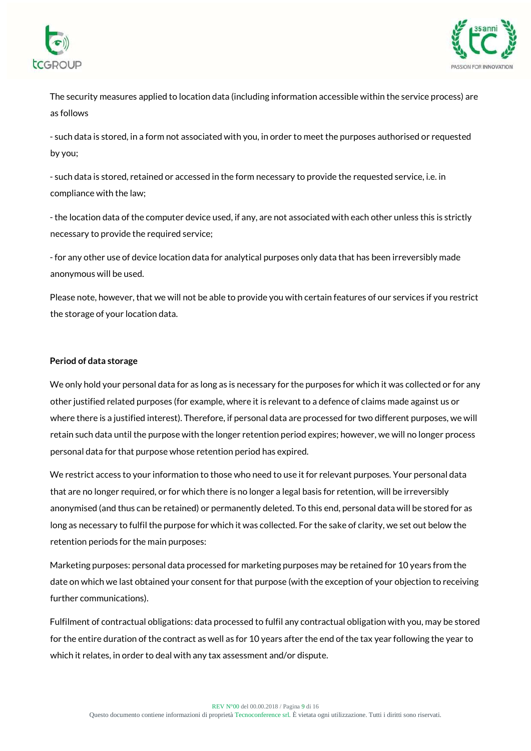The security measures applied to location data (including information accessible within the service process) are as follows

- such data is stored, in a form not associated with you, in order to meet the purposes authorised or requested by you;

- such data is stored, retained or accessed in the form necessary to provide the requested service, i.e. in compliance with the law;

- the location data of the computer device used, if any, are not associated with each other unless this is strictly necessary to provide the required service;

- for any other use of device location data for analytical purposes only data that has been irreversibly made anonymous will be used.

Please note, however, that we will not be able to provide you with certain features of our services if you restrict the storage of your location data.

**Period of data storage**

We only hold your personal data for as long as is necessary for the purposes for which it was collected or for any other justified related purposes (for example, where it is relevant to a defence of claims made against us or where there is a justified interest). Therefore, if personal data are processed for two different purposes, we will retain such data until the purpose with the longer retention period expires; however, we will no longer process personal data for that purpose whose retention period has expired.

We restrict access to your information to those who need to use it for relevant purposes. Your personal data that are no longer required, or for which there is no longer a legal basis for retention, will be irreversibly anonymised (and thus can be retained) or permanently deleted. To this end, personal data will be stored for as long as necessary to fulfil the purpose for which it was collected. For the sake of clarity, we set out below the retention periods for the main purposes:

Marketing purposes: personal data processed for marketing purposes may be retained for 10 years from the date on which we last obtained your consent for that purpose (with the exception of your objection to receiving further communications).

Fulfilment of contractual obligations: data processed to fulfil any contractual obligation with you, may be stored for the entire duration of the contract as well as for 10 years after the end of the tax year following the year to which it relates, in order to deal with any tax assessment and/or dispute.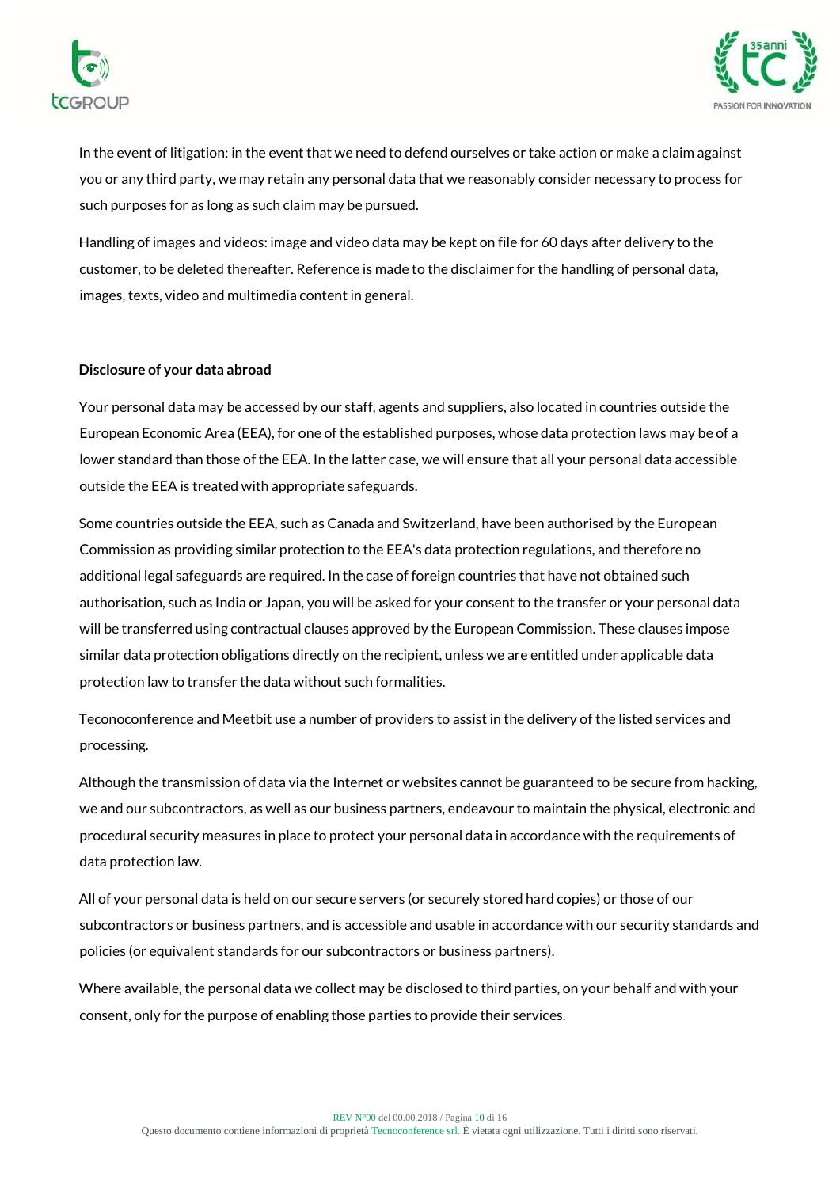In the event of litigation: in the event that we need to defend ourselves or take action or make a claim against you or any third party, we may retain any personal data that we reasonably consider necessary to process for such purposes for as long as such claim may be pursued.

Handling of images and videos: image and video data may be kept on file for 60 days after delivery to the customer, to be deleted thereafter. Reference is made to the disclaimer for the handling of personal data, images, texts, video and multimedia content in general.

**Disclosure of your data abroad**

Your personal data may be accessed by our staff, agents and suppliers, also located in countries outside the European Economic Area (EEA), for one of the established purposes, whose data protection laws may be of a lower standard than those of the EEA. In the latter case, we will ensure that all your personal data accessible outside the EEA is treated with appropriate safeguards.

Some countries outside the EEA, such as Canada and Switzerland, have been authorised by the European Commission as providing similar protection to the EEA's data protection regulations, and therefore no additional legal safeguards are required. In the case of foreign countries that have not obtained such authorisation, such as India or Japan, you will be asked for your consent to the transfer or your personal data will be transferred using contractual clauses approved by the European Commission. These clauses impose similar data protection obligations directly on the recipient, unless we are entitled under applicable data protection law to transfer the data without such formalities.

Teconoconference and Meetbit use a number of providers to assist in the delivery of the listed services and processing.

Although the transmission of data via the Internet or websites cannot be guaranteed to be secure from hacking, we and our subcontractors, as well as our business partners, endeavour to maintain the physical, electronic and procedural security measures in place to protect your personal data in accordance with the requirements of data protection law.

All of your personal data is held on our secure servers (or securely stored hard copies) or those of our subcontractors or business partners, and is accessible and usable in accordance with our security standards and policies (or equivalent standards for our subcontractors or business partners).

Where available, the personal data we collect may be disclosed to third parties, on your behalf and with your consent, only for the purpose of enabling those parties to provide their services.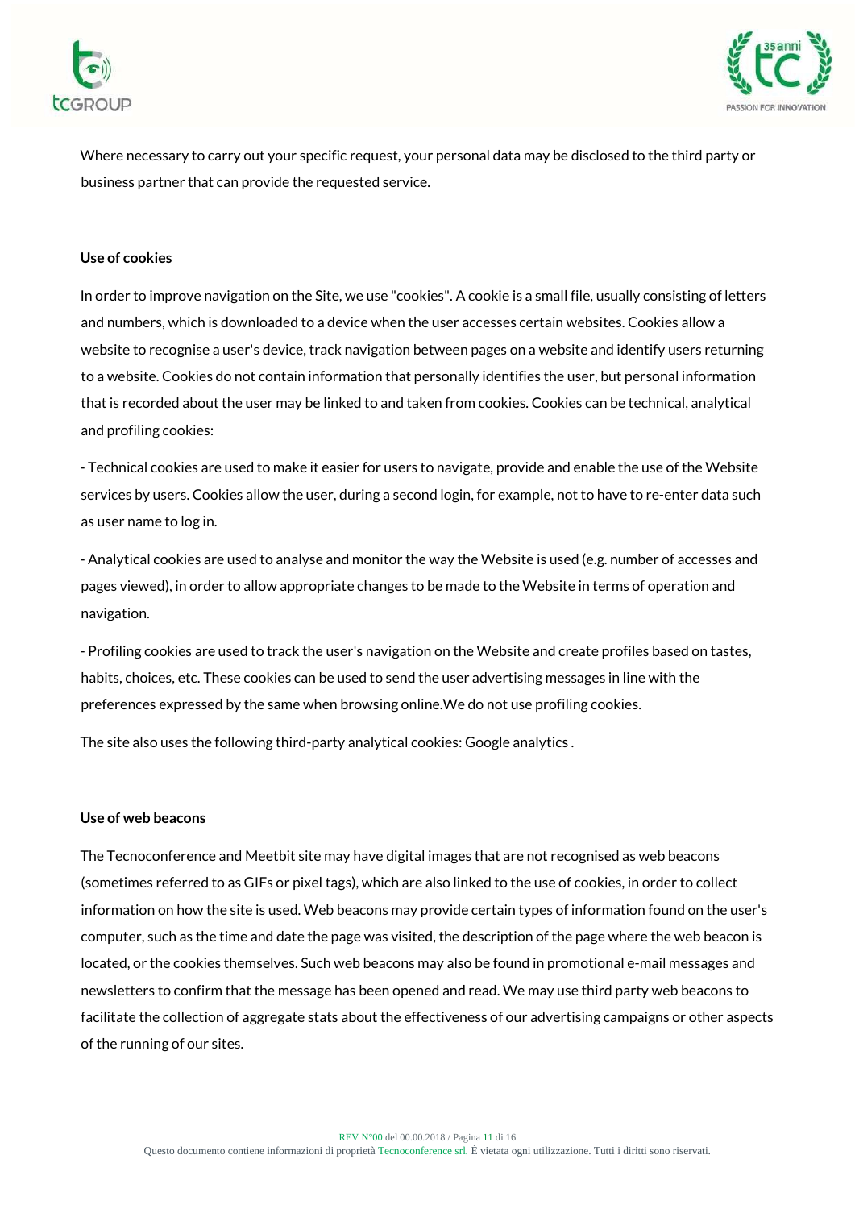Where necessary to carry out your specific request, your personal data may be disclosed to the third party or business partner that can provide the requested service.

**Use of cookies**

In order to improve navigation on the Site, we use "cookies". A cookie is a small file, usually consisting of letters and numbers, which is downloaded to a device when the user accesses certain websites. Cookies allow a website to recognise a user's device, track navigation between pages on a website and identify users returning to a website. Cookies do not contain information that personally identifies the user, but personal information that is recorded about the user may be linked to and taken from cookies. Cookies can be technical, analytical and profiling cookies:

- Technical cookies are used to make it easier for users to navigate, provide and enable the use of the Website services by users. Cookies allow the user, during a second login, for example, not to have to re-enter data such as user name to log in.

- Analytical cookies are used to analyse and monitor the way the Website is used (e.g. number of accesses and pages viewed), in order to allow appropriate changes to be made to the Website in terms of operation and navigation.

- Profiling cookies are used to track the user's navigation on the Website and create profiles based on tastes, habits, choices, etc. These cookies can be used to send the user advertising messages in line with the preferences expressed by the same when browsing online.We do not use profiling cookies.

The site also uses the following third-party analytical cookies: Google analytics .

**Use of web beacons**

The Tecnoconference and Meetbit site may have digital images that are not recognised as web beacons (sometimes referred to as GIFs or pixel tags), which are also linked to the use of cookies, in order to collect information on how the site is used. Web beacons may provide certain types of information found on the user's computer, such as the time and date the page was visited, the description of the page where the web beacon is located, or the cookies themselves. Such web beacons may also be found in promotional e-mail messages and newsletters to confirm that the message has been opened and read. We may use third party web beacons to facilitate the collection of aggregate stats about the effectiveness of our advertising campaigns or other aspects of the running of our sites.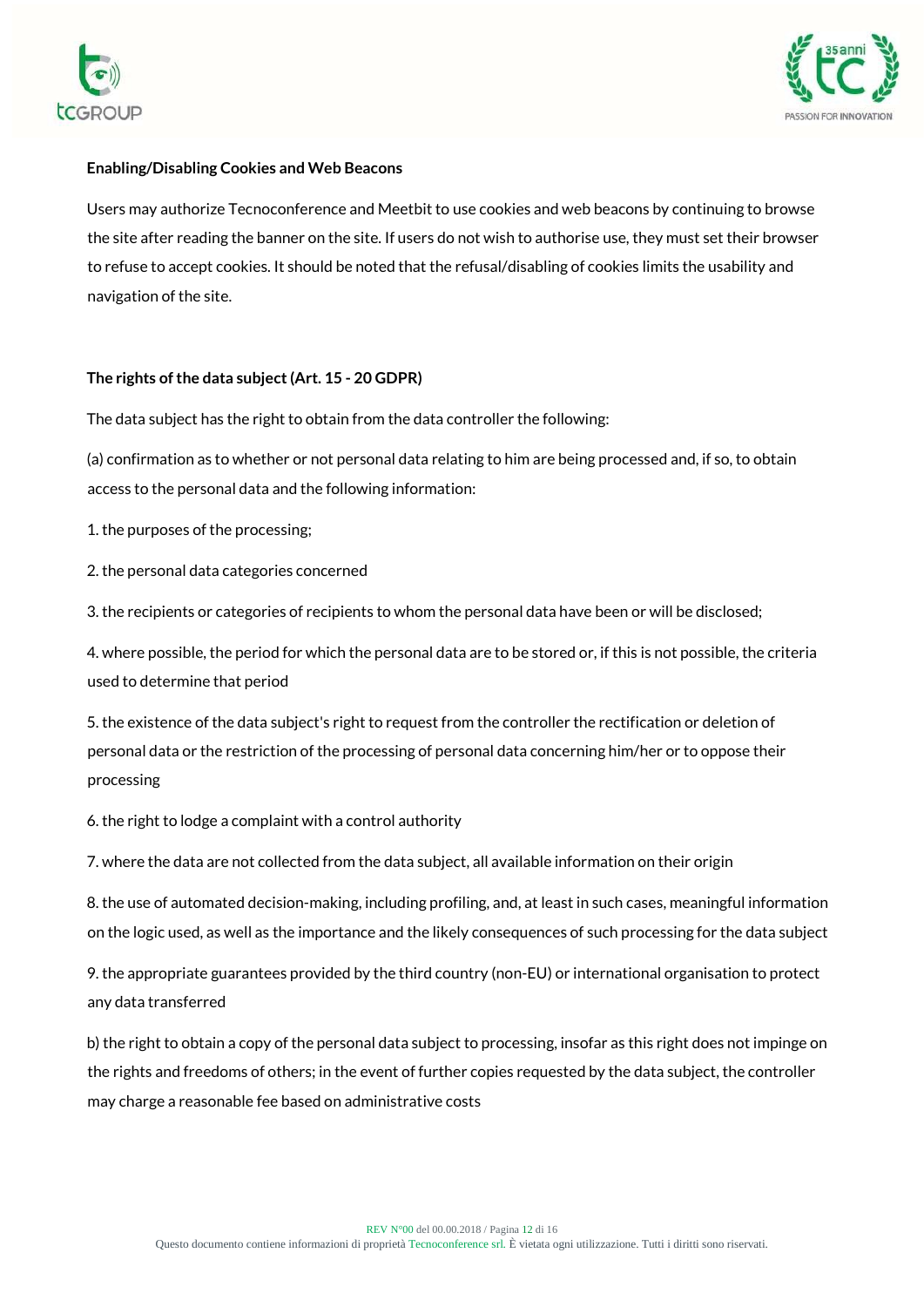**Enabling/Disabling Cookies and Web Beacons**

Users may authorize Tecnoconference and Meetbit to use cookies and web beacons by continuing to browse the site after reading the banner on the site. If users do not wish to authorise use, they must set their browser to refuse to accept cookies. It should be noted that the refusal/disabling of cookies limits the usability and navigation of the site.

**The rights of the data subject (Art. 15 - 20 GDPR)**

The data subject has the right to obtain from the data controller the following:

(a) confirmation as to whether or not personal data relating to him are being processed and, if so, to obtain access to the personal data and the following information:

1. the purposes of the processing;

2. the personal data categories concerned

3. the recipients or categories of recipients to whom the personal data have been or will be disclosed;

4. where possible, the period for which the personal data are to be stored or, if this is not possible, the criteria used to determine that period

5. the existence of the data subject's right to request from the controller the rectification or deletion of personal data or the restriction of the processing of personal data concerning him/her or to oppose their processing

6. the right to lodge a complaint with a control authority

7. where the data are not collected from the data subject, all available information on their origin

8. the use of automated decision-making, including profiling, and, at least in such cases, meaningful information on the logic used, as well as the importance and the likely consequences of such processing for the data subject

9. the appropriate guarantees provided by the third country (non-EU) or international organisation to protect any data transferred

b) the right to obtain a copy of the personal data subject to processing, insofar as this right does not impinge on the rights and freedoms of others; in the event of further copies requested by the data subject, the controller may charge a reasonable fee based on administrative costs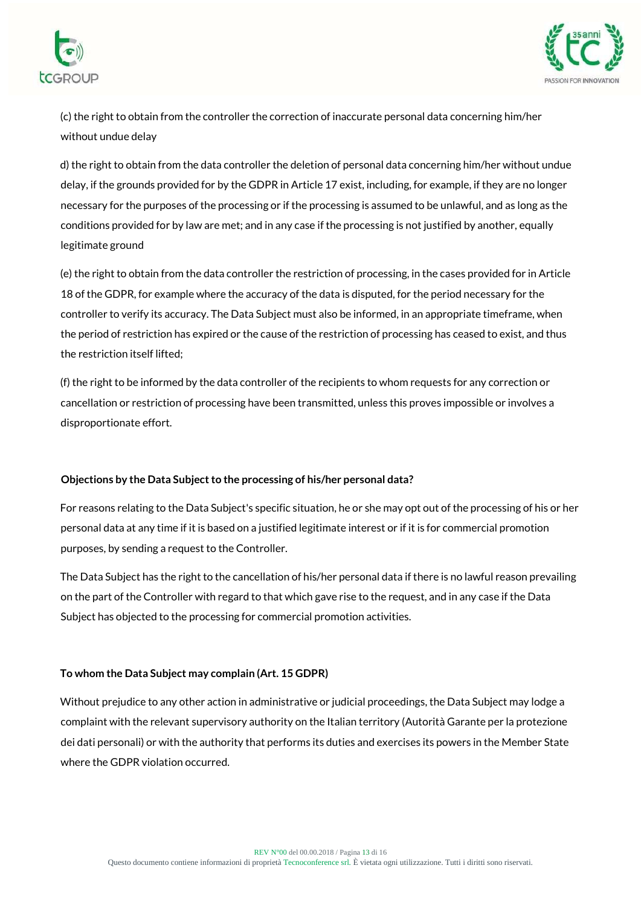(c) the right to obtain from the controller the correction of inaccurate personal data concerning him/her without undue delay

d) the right to obtain from the data controller the deletion of personal data concerning him/her without undue delay, if the grounds provided for by the GDPR in Article 17 exist, including, for example, if they are no longer necessary for the purposes of the processing or if the processing is assumed to be unlawful, and as long as the conditions provided for by law are met; and in any case if the processing is not justified by another, equally legitimate ground

(e) the right to obtain from the data controller the restriction of processing, in the cases provided for in Article 18 of the GDPR, for example where the accuracy of the data is disputed, for the period necessary for the controller to verify its accuracy. The Data Subject must also be informed, in an appropriate timeframe, when the period of restriction has expired or the cause of the restriction of processing has ceased to exist, and thus the restriction itself lifted;

(f) the right to be informed by the data controller of the recipients to whom requests for any correction or cancellation or restriction of processing have been transmitted, unless this proves impossible or involves a disproportionate effort.

**Objections by the Data Subject to the processing of his/her personal data?**

For reasons relating to the Data Subject's specific situation, he or she may opt out of the processing of his or her personal data at any time if it is based on a justified legitimate interest or if it is for commercial promotion purposes, by sending a request to the Controller.

The Data Subject has the right to the cancellation of his/her personal data if there is no lawful reason prevailing on the part of the Controller with regard to that which gave rise to the request, and in any case if the Data Subject has objected to the processing for commercial promotion activities.

**To whom the Data Subject may complain (Art. 15 GDPR)**

Without prejudice to any other action in administrative or judicial proceedings, the Data Subject may lodge a complaint with the relevant supervisory authority on the Italian territory (Autorità Garante per la protezione dei dati personali) or with the authority that performs its duties and exercises its powers in the Member State where the GDPR violation occurred.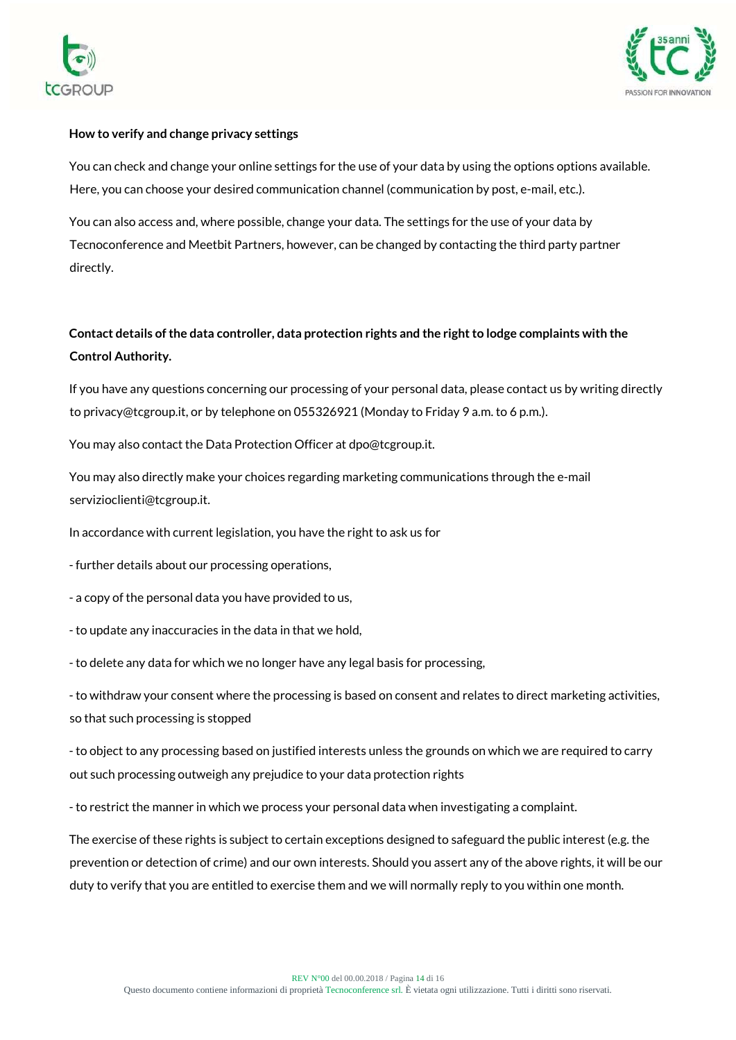**How to verify and change privacy settings**

You can check and change your online settings for the use of your data by using the options options available. Here, you can choose your desired communication channel (communication by post, e-mail, etc.).

You can also access and, where possible, change your data. The settings for the use of your data by Tecnoconference and Meetbit Partners, however, can be changed by contacting the third party partner directly.

**Contact details of the data controller, data protection rights and the right to lodge complaints with the Control Authority.**

If you have any questions concerning our processing of your personal data, please contact us by writing directly to privacy@tcgroup.it, or by telephone on 055326921 (Monday to Friday 9 a.m. to 6 p.m.).

You may also contact the Data Protection Officer at dpo@tcgroup.it.

You may also directly make your choices regarding marketing communications through the e-mail servizioclienti@tcgroup.it.

In accordance with current legislation, you have the right to ask us for

- further details about our processing operations,

- a copy of the personal data you have provided to us,

- to update any inaccuracies in the data in that we hold,

- to delete any data for which we no longer have any legal basis for processing,

- to withdraw your consent where the processing is based on consent and relates to direct marketing activities, so that such processing is stopped

- to object to any processing based on justified interests unless the grounds on which we are required to carry out such processing outweigh any prejudice to your data protection rights

- to restrict the manner in which we process your personal data when investigating a complaint.

The exercise of these rights is subject to certain exceptions designed to safeguard the public interest (e.g. the prevention or detection of crime) and our own interests. Should you assert any of the above rights, it will be our duty to verify that you are entitled to exercise them and we will normally reply to you within one month.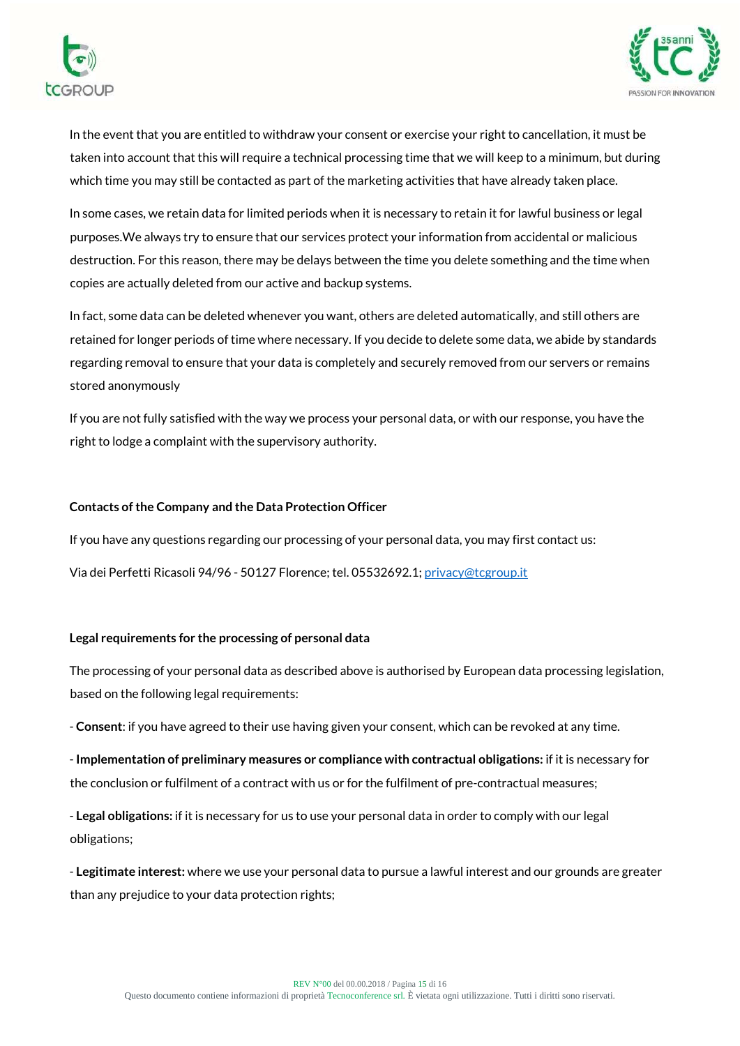In the event that you are entitled to withdraw your consent or exercise your right to cancellation, it must be taken into account that this will require a technical processing time that we will keep to a minimum, but during which time you may still be contacted as part of the marketing activities that have already taken place.

In some cases, we retain data for limited periods when it is necessary to retain it for lawful business or legal purposes.We always try to ensure that our services protect your information from accidental or malicious destruction. For this reason, there may be delays between the time you delete something and the time when copies are actually deleted from our active and backup systems.

In fact, some data can be deleted whenever you want, others are deleted automatically, and still others are retained for longer periods of time where necessary. If you decide to delete some data, we abide by standards regarding removal to ensure that your data is completely and securely removed from our servers or remains stored anonymously

If you are not fully satisfied with the way we process your personal data, or with our response, you have the right to lodge a complaint with the supervisory authority.

**Contacts of the Company and the Data Protection Officer**

If you have any questions regarding our processing of your personal data, you may first contact us:

Via dei Perfetti Ricasoli 94/96 - 50127 Florence; tel. 05532692.1; privacy@tcgroup.it

**Legal requirements for the processing of personal data**

The processing of your personal data as described above is authorised by European data processing legislation, based on the following legal requirements:

- **Consent**: if you have agreed to their use having given your consent, which can be revoked at any time.

- **Implementation of preliminary measures or compliance with contractual obligations:** if it is necessary for the conclusion or fulfilment of a contract with us or for the fulfilment of pre-contractual measures;

- **Legal obligations:** if it is necessary for us to use your personal data in order to comply with our legal obligations;

- **Legitimate interest:** where we use your personal data to pursue a lawful interest and our grounds are greater than any prejudice to your data protection rights;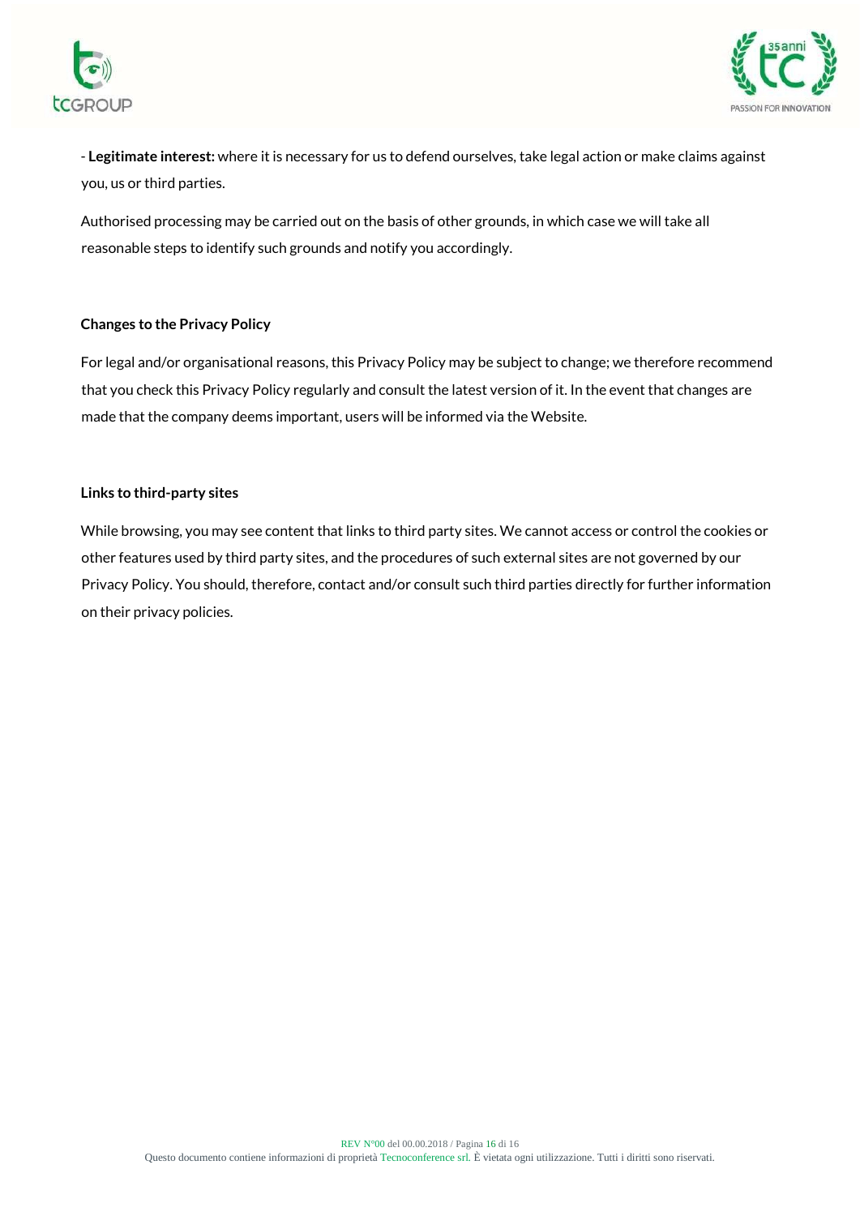- **Legitimate interest:** where it is necessary for us to defend ourselves, take legal action or make claims against you, us or third parties.

Authorised processing may be carried out on the basis of other grounds, in which case we will take all reasonable steps to identify such grounds and notify you accordingly.

**Changes to the Privacy Policy**

For legal and/or organisational reasons, this Privacy Policy may be subject to change; we therefore recommend that you check this Privacy Policy regularly and consult the latest version of it. In the event that changes are made that the company deems important, users will be informed via the Website.

**Links to third-party sites**

While browsing, you may see content that links to third party sites. We cannot access or control the cookies or other features used by third party sites, and the procedures of such external sites are not governed by our Privacy Policy. You should, therefore, contact and/or consult such third parties directly for further information on their privacy policies.